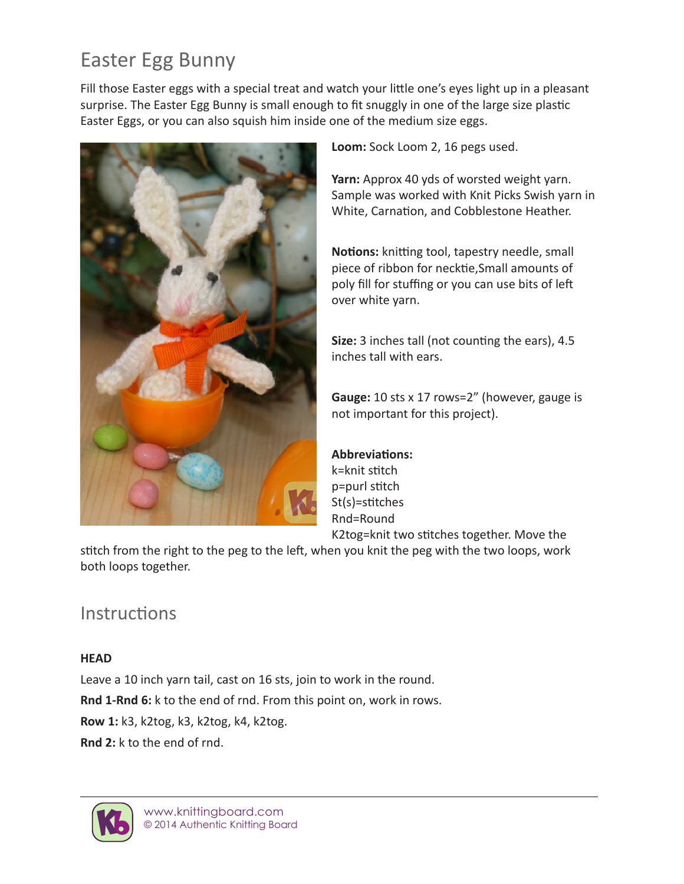# Easter Egg Bunny

Fill those Easter eggs with a special treat and watch your little one's eyes light up in a pleasant surprise. The Easter Egg Bunny is small enough to fit snuggly in one of the large size plastic Easter Eggs, or you can also squish him inside one of the medium size eggs.

**Loom:** Sock Loom 2, 16 pegs used.

**Yarn:** Approx 40 yds of worsted weight yarn. Sample was worked with Knit Picks Swish yarn in White, Carnation, and Cobblestone Heather.

**Notions:** knitting tool, tapestry needle, small piece of ribbon for necktie,Small amounts of poly fill for stuffing or you can use bits of left over white yarn.

**Size:** 3 inches tall (not counting the ears), 4.5 inches tall with ears.

**Gauge:** 10 sts x 17 rows=2" (however, gauge is not important for this project).

**Abbreviations:**
k=knit stitch
p=purl stitch
St(s)=stitches
Rnd=Round
K2tog=knit two stitches together. Move the stitch from the right to the peg to the left, when you knit the peg with the two loops, work both loops together.

## Instructions

### HEAD

Leave a 10 inch yarn tail, cast on 16 sts, join to work in the round.

**Rnd 1-Rnd 6:** k to the end of rnd. From this point on, work in rows.

**Row 1:** k3, k2tog, k3, k2tog, k4, k2tog.

**Rnd 2:** k to the end of rnd.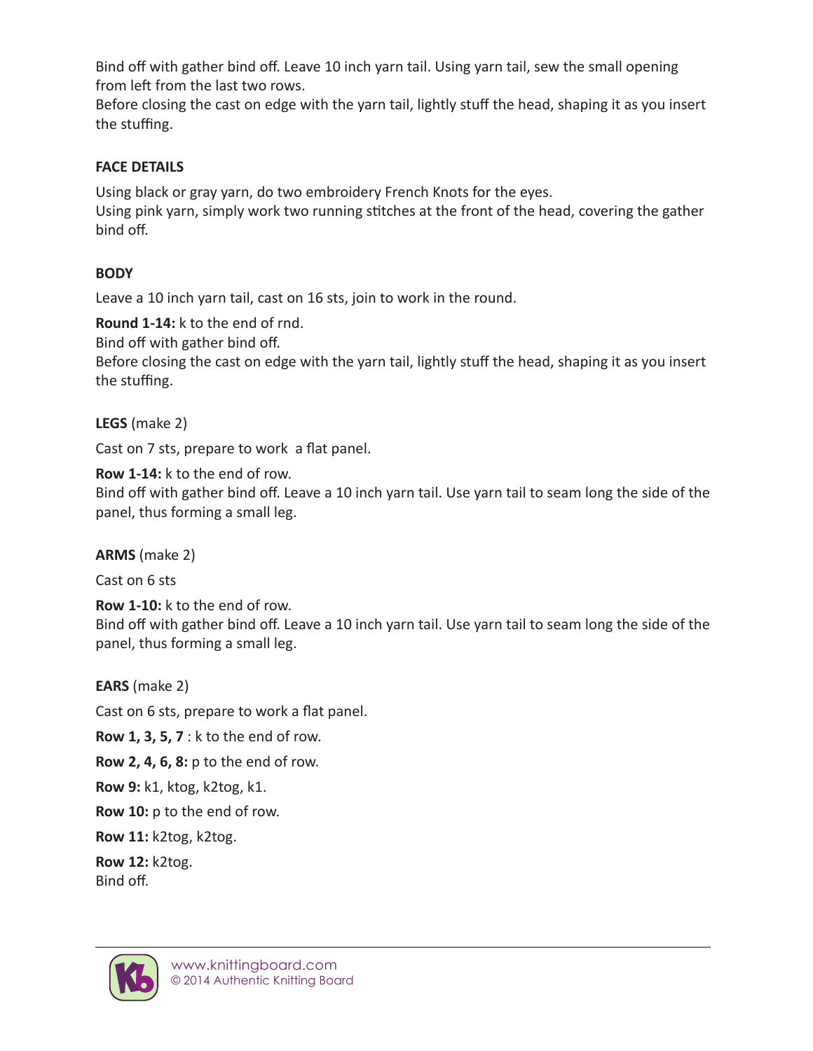Bind off with gather bind off. Leave 10 inch yarn tail. Using yarn tail, sew the small opening from left from the last two rows.
Before closing the cast on edge with the yarn tail, lightly stuff the head, shaping it as you insert the stuffing.

**FACE DETAILS**

Using black or gray yarn, do two embroidery French Knots for the eyes.
Using pink yarn, simply work two running stitches at the front of the head, covering the gather bind off.

**BODY**

Leave a 10 inch yarn tail, cast on 16 sts, join to work in the round.

**Round 1-14:** k to the end of rnd.
Bind off with gather bind off.
Before closing the cast on edge with the yarn tail, lightly stuff the head, shaping it as you insert the stuffing.

**LEGS** (make 2)

Cast on 7 sts, prepare to work  a flat panel.

**Row 1-14:** k to the end of row.
Bind off with gather bind off. Leave a 10 inch yarn tail. Use yarn tail to seam long the side of the panel, thus forming a small leg.

**ARMS** (make 2)

Cast on 6 sts

**Row 1-10:** k to the end of row.
Bind off with gather bind off. Leave a 10 inch yarn tail. Use yarn tail to seam long the side of the panel, thus forming a small leg.

**EARS** (make 2)

Cast on 6 sts, prepare to work a flat panel.

**Row 1, 3, 5, 7** : k to the end of row.

**Row 2, 4, 6, 8:** p to the end of row.

**Row 9:** k1, ktog, k2tog, k1.

**Row 10:** p to the end of row.

**Row 11:** k2tog, k2tog.

**Row 12:** k2tog.
Bind off.